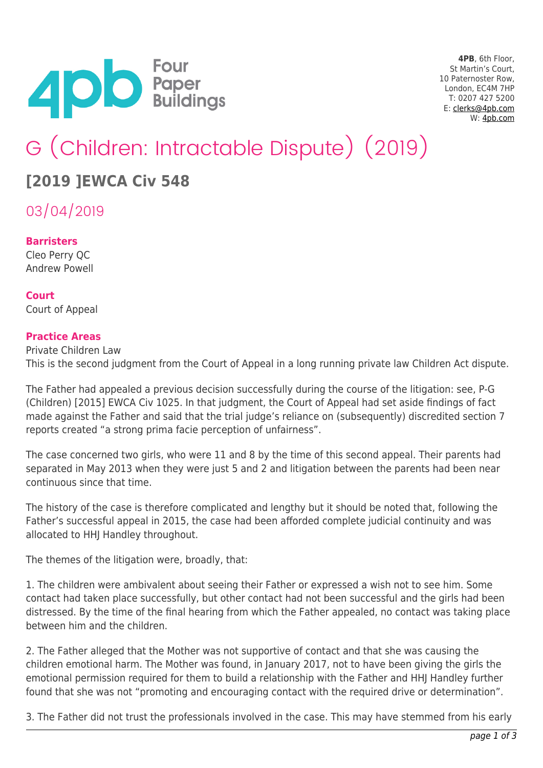4PB, 6th Floor,
St Martin's Court,
10 Paternoster Row,
London, EC4M 7HP
T: 0207 427 5200
E: clerks@4pb.com
W: 4pb.com

# G (Children: Intractable Dispute) (2019)

## [2019 ]EWCA Civ 548

03/04/2019

**Barristers**
Cleo Perry QC
Andrew Powell

**Court**
Court of Appeal

**Practice Areas**
Private Children Law
This is the second judgment from the Court of Appeal in a long running private law Children Act dispute.

The Father had appealed a previous decision successfully during the course of the litigation: see, P-G (Children) [2015] EWCA Civ 1025. In that judgment, the Court of Appeal had set aside findings of fact made against the Father and said that the trial judge's reliance on (subsequently) discredited section 7 reports created "a strong prima facie perception of unfairness".

The case concerned two girls, who were 11 and 8 by the time of this second appeal. Their parents had separated in May 2013 when they were just 5 and 2 and litigation between the parents had been near continuous since that time.

The history of the case is therefore complicated and lengthy but it should be noted that, following the Father's successful appeal in 2015, the case had been afforded complete judicial continuity and was allocated to HHJ Handley throughout.

The themes of the litigation were, broadly, that:

1. The children were ambivalent about seeing their Father or expressed a wish not to see him. Some contact had taken place successfully, but other contact had not been successful and the girls had been distressed. By the time of the final hearing from which the Father appealed, no contact was taking place between him and the children.

2. The Father alleged that the Mother was not supportive of contact and that she was causing the children emotional harm. The Mother was found, in January 2017, not to have been giving the girls the emotional permission required for them to build a relationship with the Father and HHJ Handley further found that she was not "promoting and encouraging contact with the required drive or determination".

3. The Father did not trust the professionals involved in the case. This may have stemmed from his early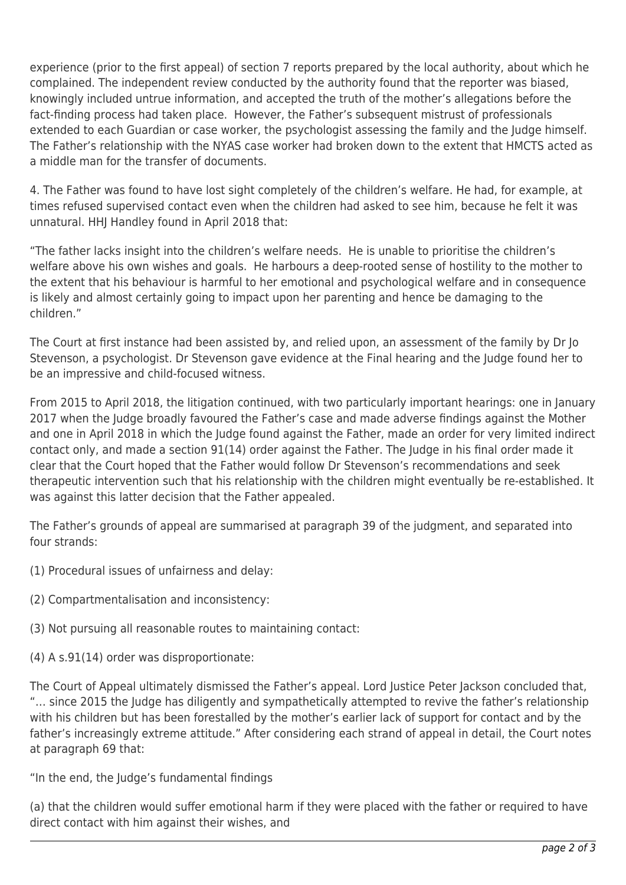experience (prior to the first appeal) of section 7 reports prepared by the local authority, about which he complained. The independent review conducted by the authority found that the reporter was biased, knowingly included untrue information, and accepted the truth of the mother's allegations before the fact-finding process had taken place. However, the Father's subsequent mistrust of professionals extended to each Guardian or case worker, the psychologist assessing the family and the Judge himself. The Father's relationship with the NYAS case worker had broken down to the extent that HMCTS acted as a middle man for the transfer of documents.

4. The Father was found to have lost sight completely of the children's welfare. He had, for example, at times refused supervised contact even when the children had asked to see him, because he felt it was unnatural. HHJ Handley found in April 2018 that:

"The father lacks insight into the children's welfare needs. He is unable to prioritise the children's welfare above his own wishes and goals. He harbours a deep-rooted sense of hostility to the mother to the extent that his behaviour is harmful to her emotional and psychological welfare and in consequence is likely and almost certainly going to impact upon her parenting and hence be damaging to the children."

The Court at first instance had been assisted by, and relied upon, an assessment of the family by Dr Jo Stevenson, a psychologist. Dr Stevenson gave evidence at the Final hearing and the Judge found her to be an impressive and child-focused witness.

From 2015 to April 2018, the litigation continued, with two particularly important hearings: one in January 2017 when the Judge broadly favoured the Father's case and made adverse findings against the Mother and one in April 2018 in which the Judge found against the Father, made an order for very limited indirect contact only, and made a section 91(14) order against the Father. The Judge in his final order made it clear that the Court hoped that the Father would follow Dr Stevenson's recommendations and seek therapeutic intervention such that his relationship with the children might eventually be re-established. It was against this latter decision that the Father appealed.

The Father's grounds of appeal are summarised at paragraph 39 of the judgment, and separated into four strands:

(1) Procedural issues of unfairness and delay:

(2) Compartmentalisation and inconsistency:

(3) Not pursuing all reasonable routes to maintaining contact:

(4) A s.91(14) order was disproportionate:

The Court of Appeal ultimately dismissed the Father's appeal. Lord Justice Peter Jackson concluded that, "… since 2015 the Judge has diligently and sympathetically attempted to revive the father's relationship with his children but has been forestalled by the mother's earlier lack of support for contact and by the father's increasingly extreme attitude." After considering each strand of appeal in detail, the Court notes at paragraph 69 that:

"In the end, the Judge's fundamental findings

(a) that the children would suffer emotional harm if they were placed with the father or required to have direct contact with him against their wishes, and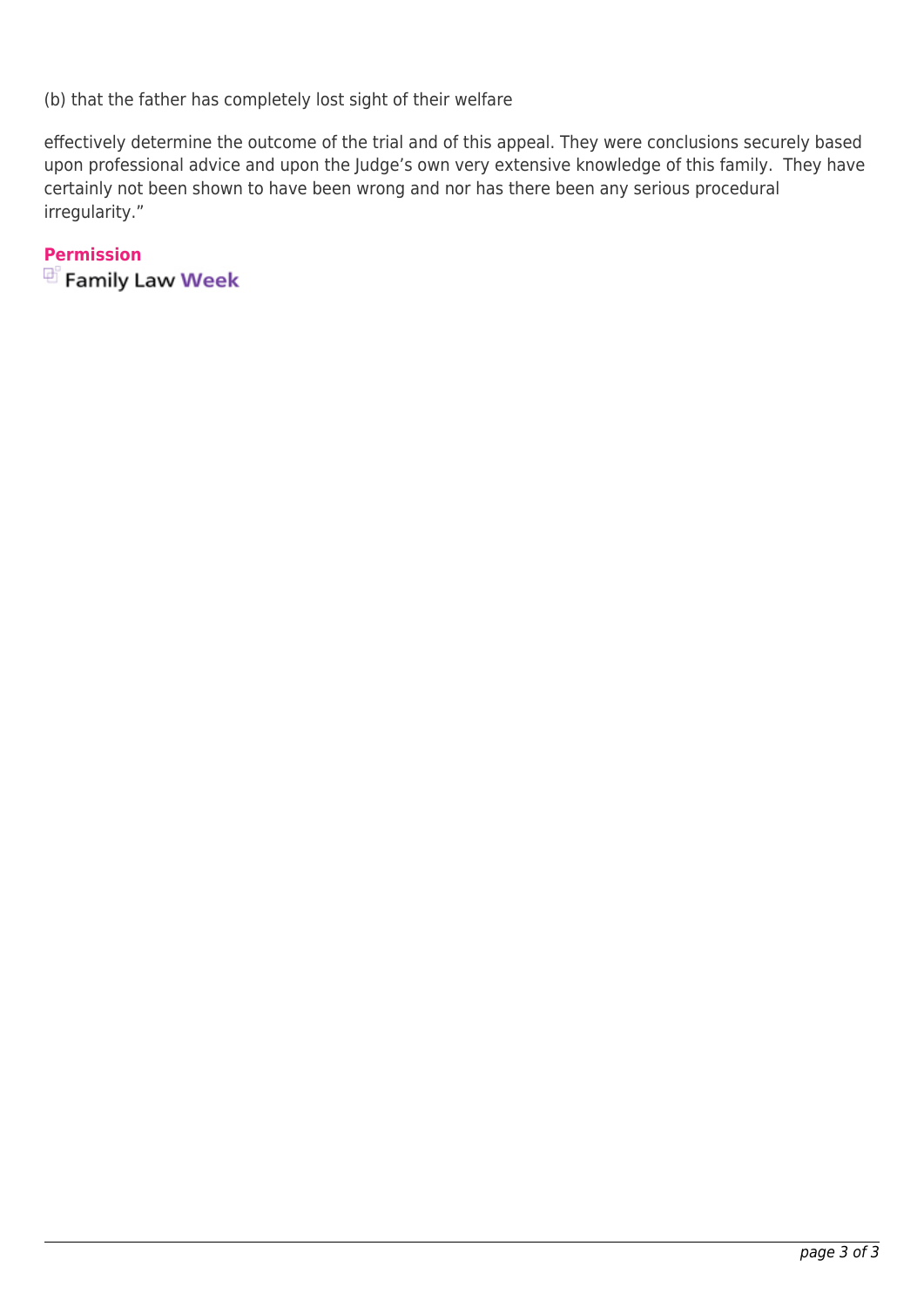(b) that the father has completely lost sight of their welfare

effectively determine the outcome of the trial and of this appeal. They were conclusions securely based upon professional advice and upon the Judge's own very extensive knowledge of this family. They have certainly not been shown to have been wrong and nor has there been any serious procedural irregularity."

**Permission**

Family Law Week